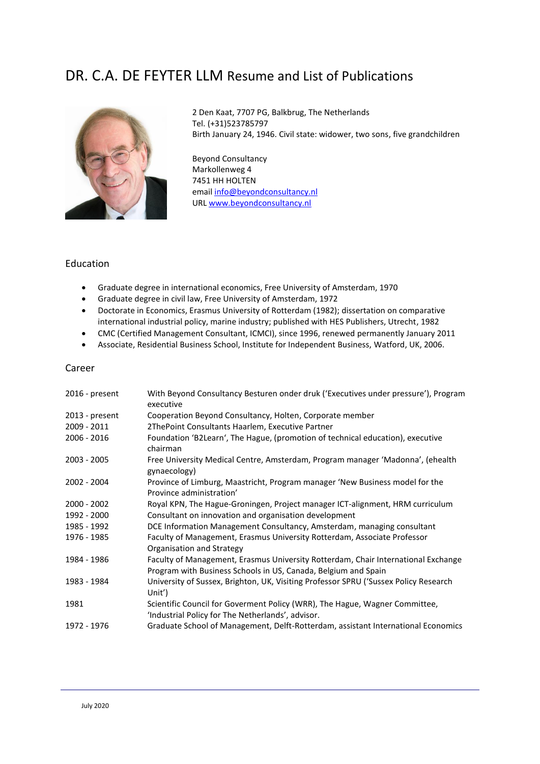# DR. C.A. DE FEYTER LLM Resume and List of Publications

2 Den Kaat, 7707 PG, Balkbrug, The Netherlands
Tel. (+31)523785797
Birth January 24, 1946. Civil state: widower, two sons, five grandchildren

Beyond Consultancy
Markollenweg 4
7451 HH HOLTEN
email info@beyondconsultancy.nl
URL www.beyondconsultancy.nl

## Education

- Graduate degree in international economics, Free University of Amsterdam, 1970
- Graduate degree in civil law, Free University of Amsterdam, 1972
- Doctorate in Economics, Erasmus University of Rotterdam (1982); dissertation on comparative international industrial policy, marine industry; published with HES Publishers, Utrecht, 1982
- CMC (Certified Management Consultant, ICMCI), since 1996, renewed permanently January 2011
- Associate, Residential Business School, Institute for Independent Business, Watford, UK, 2006.

## Career

| | |
|---|---|
| 2016 - present | With Beyond Consultancy Besturen onder druk ('Executives under pressure'), Program executive |
| 2013 - present | Cooperation Beyond Consultancy, Holten, Corporate member |
| 2009 - 2011 | 2ThePoint Consultants Haarlem, Executive Partner |
| 2006 - 2016 | Foundation 'B2Learn', The Hague, (promotion of technical education), executive chairman |
| 2003 - 2005 | Free University Medical Centre, Amsterdam, Program manager 'Madonna', (ehealth gynaecology) |
| 2002 - 2004 | Province of Limburg, Maastricht, Program manager 'New Business model for the Province administration' |
| 2000 - 2002 | Royal KPN, The Hague-Groningen, Project manager ICT-alignment, HRM curriculum |
| 1992 - 2000 | Consultant on innovation and organisation development |
| 1985 - 1992 | DCE Information Management Consultancy, Amsterdam, managing consultant |
| 1976 - 1985 | Faculty of Management, Erasmus University Rotterdam, Associate Professor Organisation and Strategy |
| 1984 - 1986 | Faculty of Management, Erasmus University Rotterdam, Chair International Exchange Program with Business Schools in US, Canada, Belgium and Spain |
| 1983 - 1984 | University of Sussex, Brighton, UK, Visiting Professor SPRU ('Sussex Policy Research Unit') |
| 1981 | Scientific Council for Goverment Policy (WRR), The Hague, Wagner Committee, 'Industrial Policy for The Netherlands', advisor. |
| 1972 - 1976 | Graduate School of Management, Delft-Rotterdam, assistant International Economics |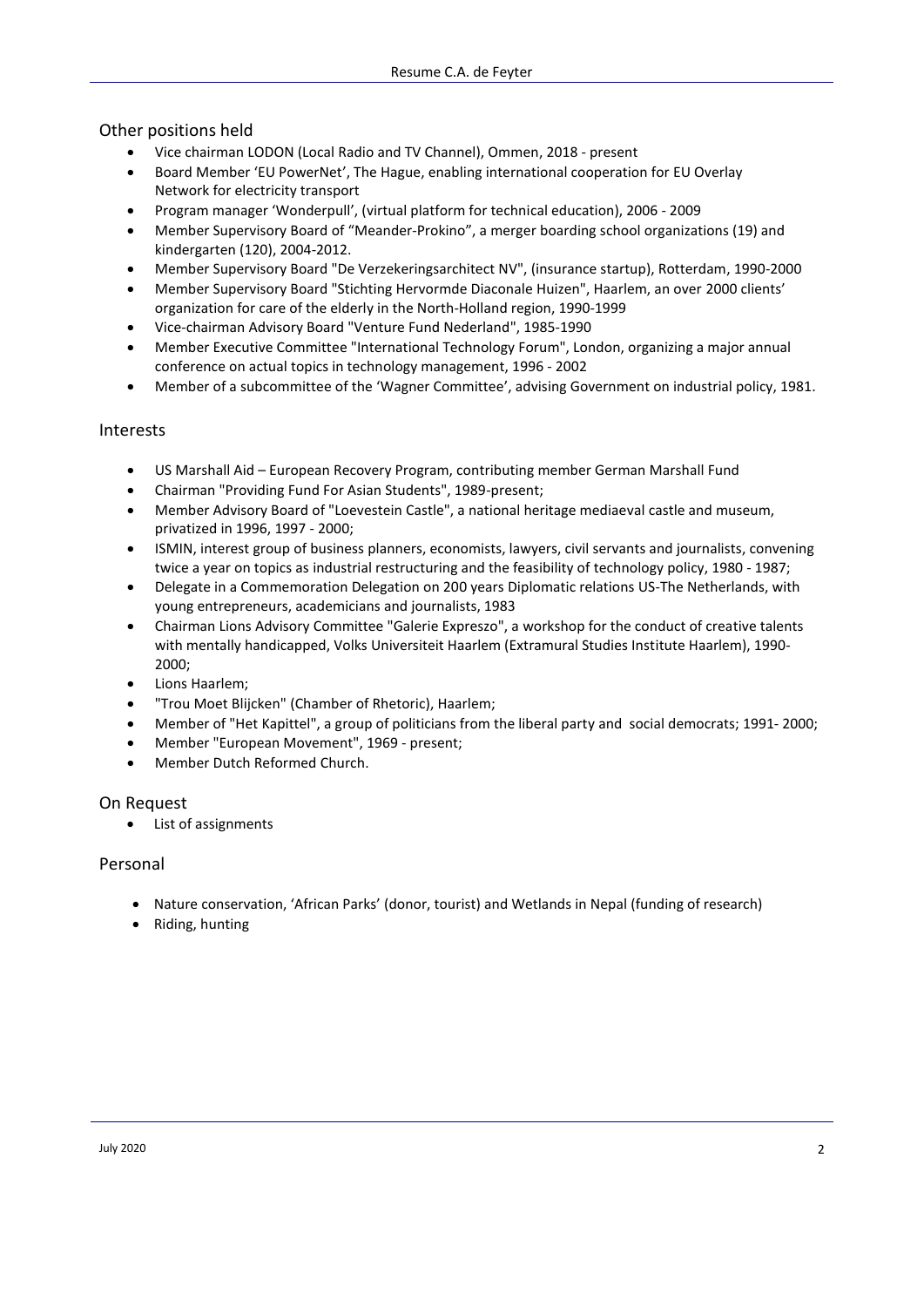## Other positions held

- Vice chairman LODON (Local Radio and TV Channel), Ommen, 2018 - present
- Board Member 'EU PowerNet', The Hague, enabling international cooperation for EU Overlay Network for electricity transport
- Program manager 'Wonderpull', (virtual platform for technical education), 2006 - 2009
- Member Supervisory Board of "Meander-Prokino", a merger boarding school organizations (19) and kindergarten (120), 2004-2012.
- Member Supervisory Board "De Verzekeringsarchitect NV", (insurance startup), Rotterdam, 1990-2000
- Member Supervisory Board "Stichting Hervormde Diaconale Huizen", Haarlem, an over 2000 clients' organization for care of the elderly in the North-Holland region, 1990-1999
- Vice-chairman Advisory Board "Venture Fund Nederland", 1985-1990
- Member Executive Committee "International Technology Forum", London, organizing a major annual conference on actual topics in technology management, 1996 - 2002
- Member of a subcommittee of the 'Wagner Committee', advising Government on industrial policy, 1981.

## Interests

- US Marshall Aid – European Recovery Program, contributing member German Marshall Fund
- Chairman "Providing Fund For Asian Students", 1989-present;
- Member Advisory Board of "Loevestein Castle", a national heritage mediaeval castle and museum, privatized in 1996, 1997 - 2000;
- ISMIN, interest group of business planners, economists, lawyers, civil servants and journalists, convening twice a year on topics as industrial restructuring and the feasibility of technology policy, 1980 - 1987;
- Delegate in a Commemoration Delegation on 200 years Diplomatic relations US-The Netherlands, with young entrepreneurs, academicians and journalists, 1983
- Chairman Lions Advisory Committee "Galerie Expreszo", a workshop for the conduct of creative talents with mentally handicapped, Volks Universiteit Haarlem (Extramural Studies Institute Haarlem), 1990-2000;
- Lions Haarlem;
- "Trou Moet Blijcken" (Chamber of Rhetoric), Haarlem;
- Member of "Het Kapittel", a group of politicians from the liberal party and social democrats; 1991- 2000;
- Member "European Movement", 1969 - present;
- Member Dutch Reformed Church.

## On Request

- List of assignments

## Personal

- Nature conservation, 'African Parks' (donor, tourist) and Wetlands in Nepal (funding of research)
- Riding, hunting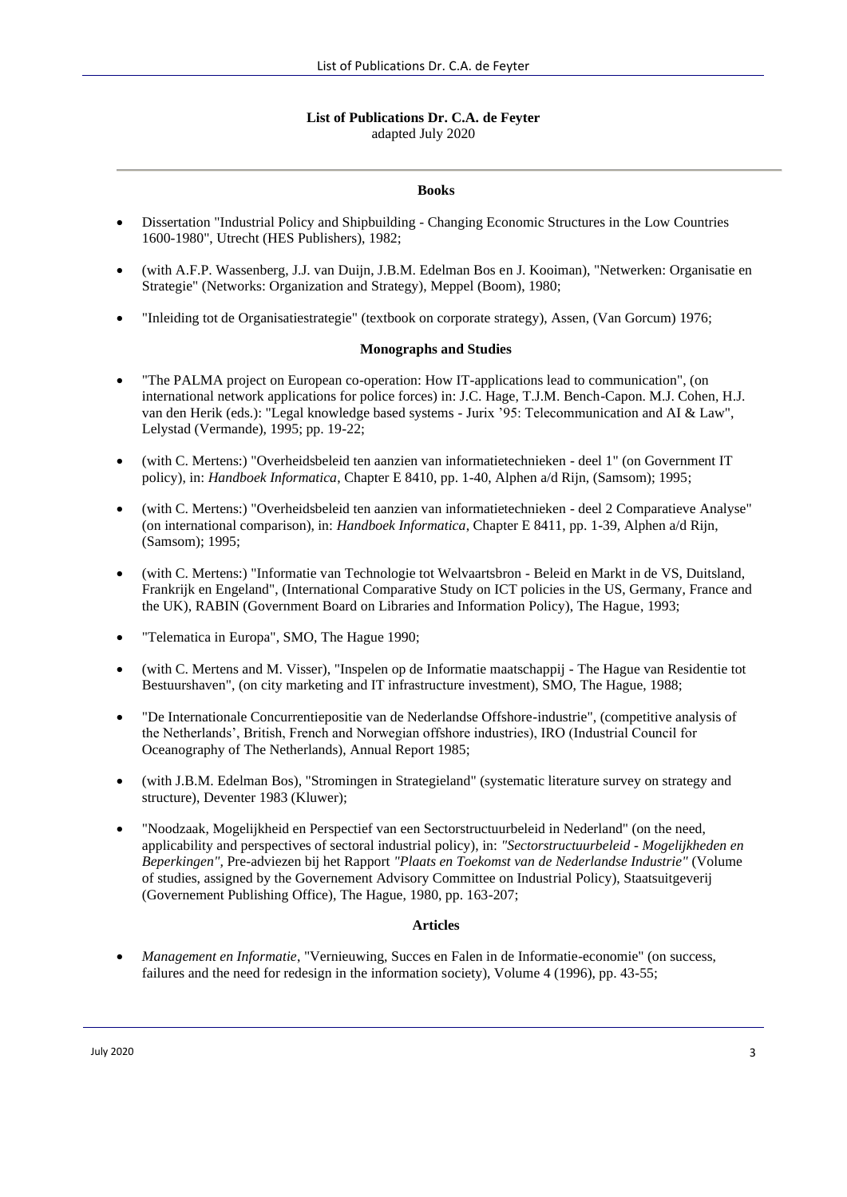**List of Publications Dr. C.A. de Feyter**
adapted July 2020

---

**Books**

- Dissertation "Industrial Policy and Shipbuilding - Changing Economic Structures in the Low Countries 1600-1980", Utrecht (HES Publishers), 1982;
- (with A.F.P. Wassenberg, J.J. van Duijn, J.B.M. Edelman Bos en J. Kooiman), "Netwerken: Organisatie en Strategie" (Networks: Organization and Strategy), Meppel (Boom), 1980;
- "Inleiding tot de Organisatiestrategie" (textbook on corporate strategy), Assen, (Van Gorcum) 1976;

**Monographs and Studies**

- "The PALMA project on European co-operation: How IT-applications lead to communication", (on international network applications for police forces) in: J.C. Hage, T.J.M. Bench-Capon. M.J. Cohen, H.J. van den Herik (eds.): "Legal knowledge based systems - Jurix '95: Telecommunication and AI & Law", Lelystad (Vermande), 1995; pp. 19-22;
- (with C. Mertens:) "Overheidsbeleid ten aanzien van informatietechnieken - deel 1" (on Government IT policy), in: *Handboek Informatica*, Chapter E 8410, pp. 1-40, Alphen a/d Rijn, (Samsom); 1995;
- (with C. Mertens:) "Overheidsbeleid ten aanzien van informatietechnieken - deel 2 Comparatieve Analyse" (on international comparison), in: *Handboek Informatica*, Chapter E 8411, pp. 1-39, Alphen a/d Rijn, (Samsom); 1995;
- (with C. Mertens:) "Informatie van Technologie tot Welvaartsbron - Beleid en Markt in de VS, Duitsland, Frankrijk en Engeland", (International Comparative Study on ICT policies in the US, Germany, France and the UK), RABIN (Government Board on Libraries and Information Policy), The Hague, 1993;
- "Telematica in Europa", SMO, The Hague 1990;
- (with C. Mertens and M. Visser), "Inspelen op de Informatie maatschappij - The Hague van Residentie tot Bestuurshaven", (on city marketing and IT infrastructure investment), SMO, The Hague, 1988;
- "De Internationale Concurrentiepositie van de Nederlandse Offshore-industrie", (competitive analysis of the Netherlands', British, French and Norwegian offshore industries), IRO (Industrial Council for Oceanography of The Netherlands), Annual Report 1985;
- (with J.B.M. Edelman Bos), "Stromingen in Strategieland" (systematic literature survey on strategy and structure), Deventer 1983 (Kluwer);
- "Noodzaak, Mogelijkheid en Perspectief van een Sectorstructuurbeleid in Nederland" (on the need, applicability and perspectives of sectoral industrial policy), in: *"Sectorstructuurbeleid - Mogelijkheden en Beperkingen"*, Pre-adviezen bij het Rapport *"Plaats en Toekomst van de Nederlandse Industrie"* (Volume of studies, assigned by the Governement Advisory Committee on Industrial Policy), Staatsuitgeverij (Governement Publishing Office), The Hague, 1980, pp. 163-207;

**Articles**

- *Management en Informatie*, "Vernieuwing, Succes en Falen in de Informatie-economie" (on success, failures and the need for redesign in the information society), Volume 4 (1996), pp. 43-55;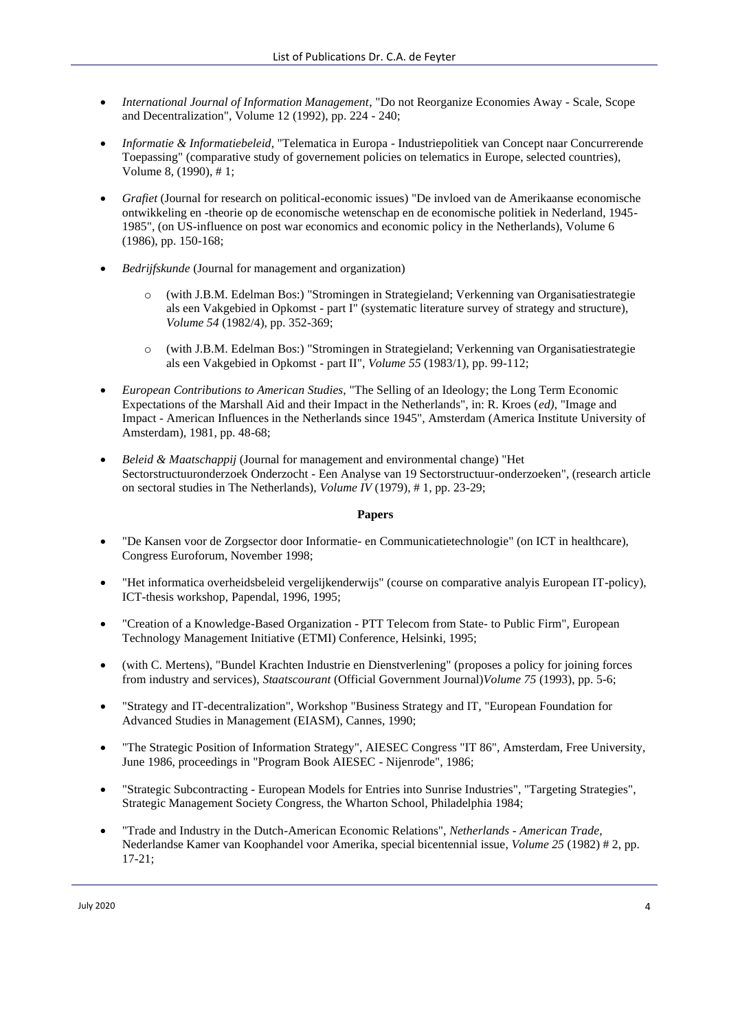- *International Journal of Information Management*, "Do not Reorganize Economies Away - Scale, Scope and Decentralization", Volume 12 (1992), pp. 224 - 240;

- *Informatie & Informatiebeleid*, "Telematica in Europa - Industriepolitiek van Concept naar Concurrerende Toepassing" (comparative study of governement policies on telematics in Europe, selected countries), Volume 8, (1990), # 1;

- *Grafiet* (Journal for research on political-economic issues) "De invloed van de Amerikaanse economische ontwikkeling en -theorie op de economische wetenschap en de economische politiek in Nederland, 1945-1985", (on US-influence on post war economics and economic policy in the Netherlands), Volume 6 (1986), pp. 150-168;

- *Bedrijfskunde* (Journal for management and organization)
    - (with J.B.M. Edelman Bos:) "Stromingen in Strategieland; Verkenning van Organisatiestrategie als een Vakgebied in Opkomst - part I" (systematic literature survey of strategy and structure), *Volume 54* (1982/4), pp. 352-369;
    - (with J.B.M. Edelman Bos:) "Stromingen in Strategieland; Verkenning van Organisatiestrategie als een Vakgebied in Opkomst - part II", *Volume 55* (1983/1), pp. 99-112;

- *European Contributions to American Studies*, "The Selling of an Ideology; the Long Term Economic Expectations of the Marshall Aid and their Impact in the Netherlands", in: R. Kroes (*ed)*, "Image and Impact - American Influences in the Netherlands since 1945", Amsterdam (America Institute University of Amsterdam), 1981, pp. 48-68;

- *Beleid & Maatschappij* (Journal for management and environmental change) "Het Sectorstructuuronderzoek Onderzocht - Een Analyse van 19 Sectorstructuur-onderzoeken", (research article on sectoral studies in The Netherlands), *Volume IV* (1979), # 1, pp. 23-29;

**Papers**

- "De Kansen voor de Zorgsector door Informatie- en Communicatietechnologie" (on ICT in healthcare), Congress Euroforum, November 1998;

- "Het informatica overheidsbeleid vergelijkenderwijs" (course on comparative analyis European IT-policy), ICT-thesis workshop, Papendal, 1996, 1995;

- "Creation of a Knowledge-Based Organization - PTT Telecom from State- to Public Firm", European Technology Management Initiative (ETMI) Conference, Helsinki, 1995;

- (with C. Mertens), "Bundel Krachten Industrie en Dienstverlening" (proposes a policy for joining forces from industry and services), *Staatscourant* (Official Government Journal)*Volume 75* (1993), pp. 5-6;

- "Strategy and IT-decentralization", Workshop "Business Strategy and IT, "European Foundation for Advanced Studies in Management (EIASM), Cannes, 1990;

- "The Strategic Position of Information Strategy", AIESEC Congress "IT 86", Amsterdam, Free University, June 1986, proceedings in "Program Book AIESEC - Nijenrode", 1986;

- "Strategic Subcontracting - European Models for Entries into Sunrise Industries", "Targeting Strategies", Strategic Management Society Congress, the Wharton School, Philadelphia 1984;

- "Trade and Industry in the Dutch-American Economic Relations", *Netherlands - American Trade*, Nederlandse Kamer van Koophandel voor Amerika, special bicentennial issue, *Volume 25* (1982) # 2, pp. 17-21;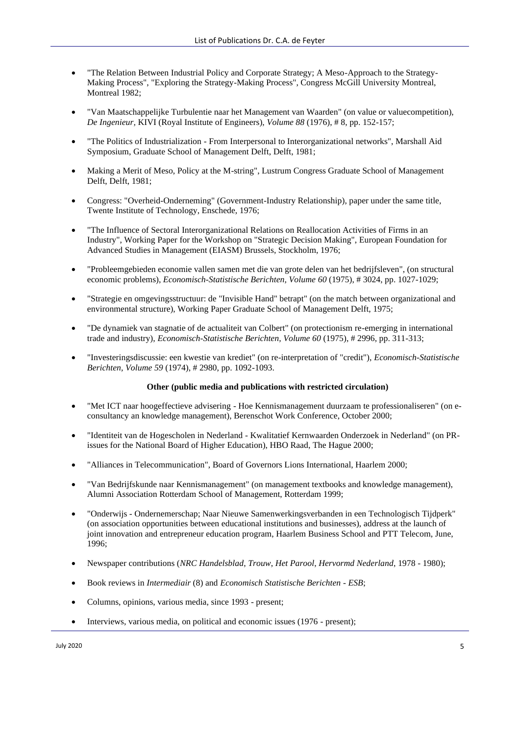- "The Relation Between Industrial Policy and Corporate Strategy; A Meso-Approach to the Strategy-Making Process", "Exploring the Strategy-Making Process", Congress McGill University Montreal, Montreal 1982;

- "Van Maatschappelijke Turbulentie naar het Management van Waarden" (on value or valuecompetition), *De Ingenieur,* KIVI (Royal Institute of Engineers), *Volume 88* (1976), # 8, pp. 152-157;

- "The Politics of Industrialization - From Interpersonal to Interorganizational networks", Marshall Aid Symposium, Graduate School of Management Delft, Delft, 1981;

- Making a Merit of Meso, Policy at the M-string", Lustrum Congress Graduate School of Management Delft, Delft, 1981;

- Congress: "Overheid-Onderneming" (Government-Industry Relationship), paper under the same title, Twente Institute of Technology, Enschede, 1976;

- "The Influence of Sectoral Interorganizational Relations on Reallocation Activities of Firms in an Industry", Working Paper for the Workshop on "Strategic Decision Making", European Foundation for Advanced Studies in Management (EIASM) Brussels, Stockholm, 1976;

- "Probleemgebieden economie vallen samen met die van grote delen van het bedrijfsleven", (on structural economic problems), *Economisch-Statistische Berichten, Volume 60* (1975), # 3024, pp. 1027-1029;

- "Strategie en omgevingsstructuur: de "Invisible Hand" betrapt" (on the match between organizational and environmental structure), Working Paper Graduate School of Management Delft, 1975;

- "De dynamiek van stagnatie of de actualiteit van Colbert" (on protectionism re-emerging in international trade and industry), *Economisch-Statistische Berichten, Volume 60* (1975), # 2996, pp. 311-313;

- "Investeringsdiscussie: een kwestie van krediet" (on re-interpretation of "credit"), *Economisch-Statistische Berichten, Volume 59* (1974), # 2980, pp. 1092-1093.

**Other (public media and publications with restricted circulation)**

- "Met ICT naar hoogeffectieve advisering - Hoe Kennismanagement duurzaam te professionaliseren" (on e-consultancy an knowledge management), Berenschot Work Conference, October 2000;

- "Identiteit van de Hogescholen in Nederland - Kwalitatief Kernwaarden Onderzoek in Nederland" (on PR-issues for the National Board of Higher Education), HBO Raad, The Hague 2000;

- "Alliances in Telecommunication", Board of Governors Lions International, Haarlem 2000;

- "Van Bedrijfskunde naar Kennismanagement" (on management textbooks and knowledge management), Alumni Association Rotterdam School of Management, Rotterdam 1999;

- "Onderwijs - Ondernemerschap; Naar Nieuwe Samenwerkingsverbanden in een Technologisch Tijdperk" (on association opportunities between educational institutions and businesses), address at the launch of joint innovation and entrepreneur education program, Haarlem Business School and PTT Telecom, June, 1996;

- Newspaper contributions (*NRC Handelsblad*, *Trouw*, *Het Parool*, *Hervormd Nederland*, 1978 - 1980);

- Book reviews in *Intermediair* (8) and *Economisch Statistische Berichten - ESB*;

- Columns, opinions, various media, since 1993 - present;

- Interviews, various media, on political and economic issues (1976 - present);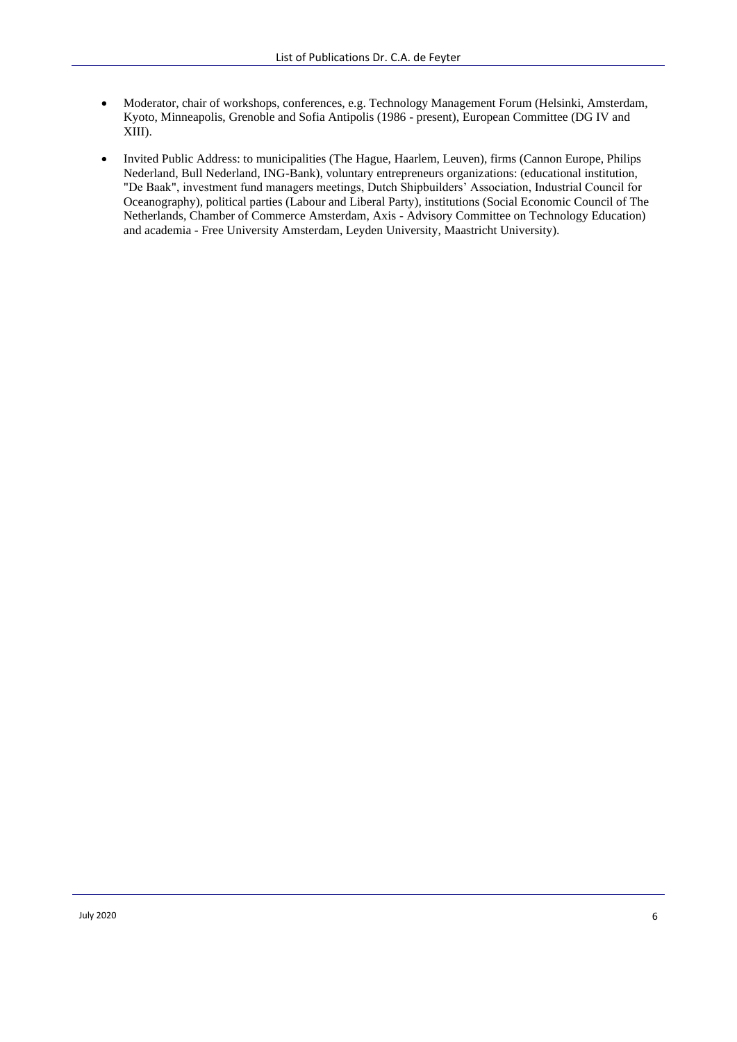- Moderator, chair of workshops, conferences, e.g. Technology Management Forum (Helsinki, Amsterdam, Kyoto, Minneapolis, Grenoble and Sofia Antipolis (1986 - present), European Committee (DG IV and XIII).
- Invited Public Address: to municipalities (The Hague, Haarlem, Leuven), firms (Cannon Europe, Philips Nederland, Bull Nederland, ING-Bank), voluntary entrepreneurs organizations: (educational institution, "De Baak", investment fund managers meetings, Dutch Shipbuilders' Association, Industrial Council for Oceanography), political parties (Labour and Liberal Party), institutions (Social Economic Council of The Netherlands, Chamber of Commerce Amsterdam, Axis - Advisory Committee on Technology Education) and academia - Free University Amsterdam, Leyden University, Maastricht University).